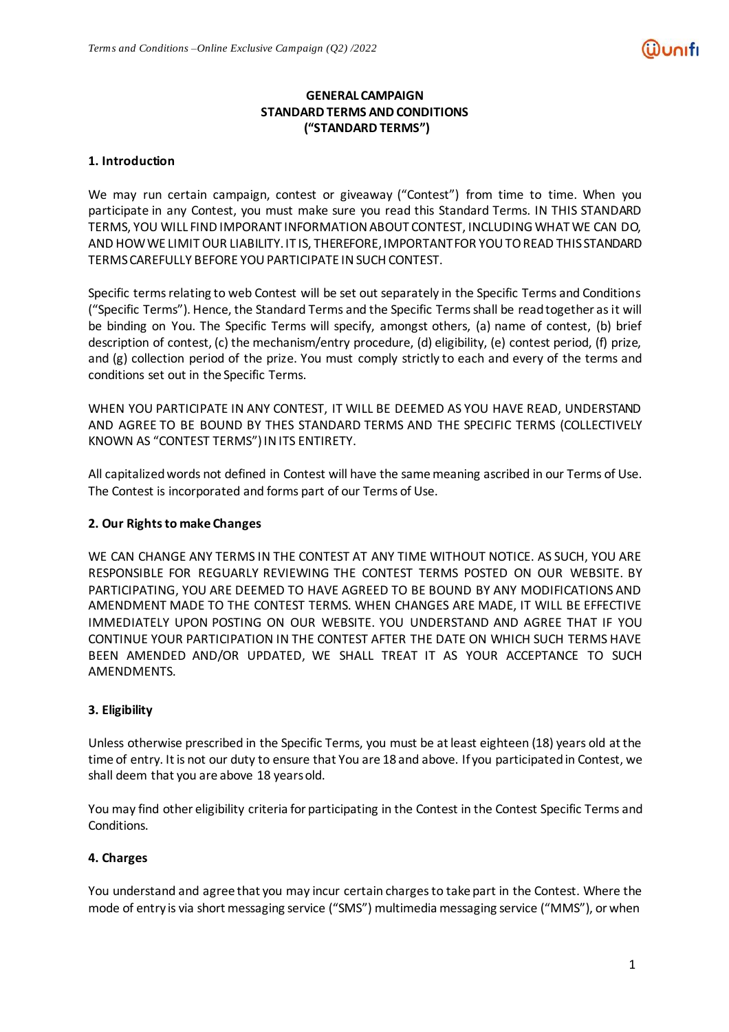**GENERAL CAMPAIGN**
**STANDARD TERMS AND CONDITIONS**
**("STANDARD TERMS")**

**1. Introduction**

We may run certain campaign, contest or giveaway ("Contest") from time to time. When you participate in any Contest, you must make sure you read this Standard Terms. IN THIS STANDARD TERMS, YOU WILL FIND IMPORANT INFORMATION ABOUT CONTEST, INCLUDING WHAT WE CAN DO, AND HOW WE LIMIT OUR LIABILITY. IT IS, THEREFORE, IMPORTANT FOR YOU TO READ THIS STANDARD TERMS CAREFULLY BEFORE YOU PARTICIPATE IN SUCH CONTEST.

Specific terms relating to web Contest will be set out separately in the Specific Terms and Conditions ("Specific Terms"). Hence, the Standard Terms and the Specific Terms shall be read together as it will be binding on You. The Specific Terms will specify, amongst others, (a) name of contest, (b) brief description of contest, (c) the mechanism/entry procedure, (d) eligibility, (e) contest period, (f) prize, and (g) collection period of the prize. You must comply strictly to each and every of the terms and conditions set out in the Specific Terms.

WHEN YOU PARTICIPATE IN ANY CONTEST, IT WILL BE DEEMED AS YOU HAVE READ, UNDERSTAND AND AGREE TO BE BOUND BY THES STANDARD TERMS AND THE SPECIFIC TERMS (COLLECTIVELY KNOWN AS "CONTEST TERMS") IN ITS ENTIRETY.

All capitalized words not defined in Contest will have the same meaning ascribed in our Terms of Use. The Contest is incorporated and forms part of our Terms of Use.

**2. Our Rights to make Changes**

WE CAN CHANGE ANY TERMS IN THE CONTEST AT ANY TIME WITHOUT NOTICE. AS SUCH, YOU ARE RESPONSIBLE FOR REGUARLY REVIEWING THE CONTEST TERMS POSTED ON OUR WEBSITE. BY PARTICIPATING, YOU ARE DEEMED TO HAVE AGREED TO BE BOUND BY ANY MODIFICATIONS AND AMENDMENT MADE TO THE CONTEST TERMS. WHEN CHANGES ARE MADE, IT WILL BE EFFECTIVE IMMEDIATELY UPON POSTING ON OUR WEBSITE. YOU UNDERSTAND AND AGREE THAT IF YOU CONTINUE YOUR PARTICIPATION IN THE CONTEST AFTER THE DATE ON WHICH SUCH TERMS HAVE BEEN AMENDED AND/OR UPDATED, WE SHALL TREAT IT AS YOUR ACCEPTANCE TO SUCH AMENDMENTS.

**3. Eligibility**

Unless otherwise prescribed in the Specific Terms, you must be at least eighteen (18) years old at the time of entry. It is not our duty to ensure that You are 18 and above. If you participated in Contest, we shall deem that you are above 18 years old.

You may find other eligibility criteria for participating in the Contest in the Contest Specific Terms and Conditions.

**4. Charges**

You understand and agree that you may incur certain charges to take part in the Contest. Where the mode of entry is via short messaging service ("SMS") multimedia messaging service ("MMS"), or when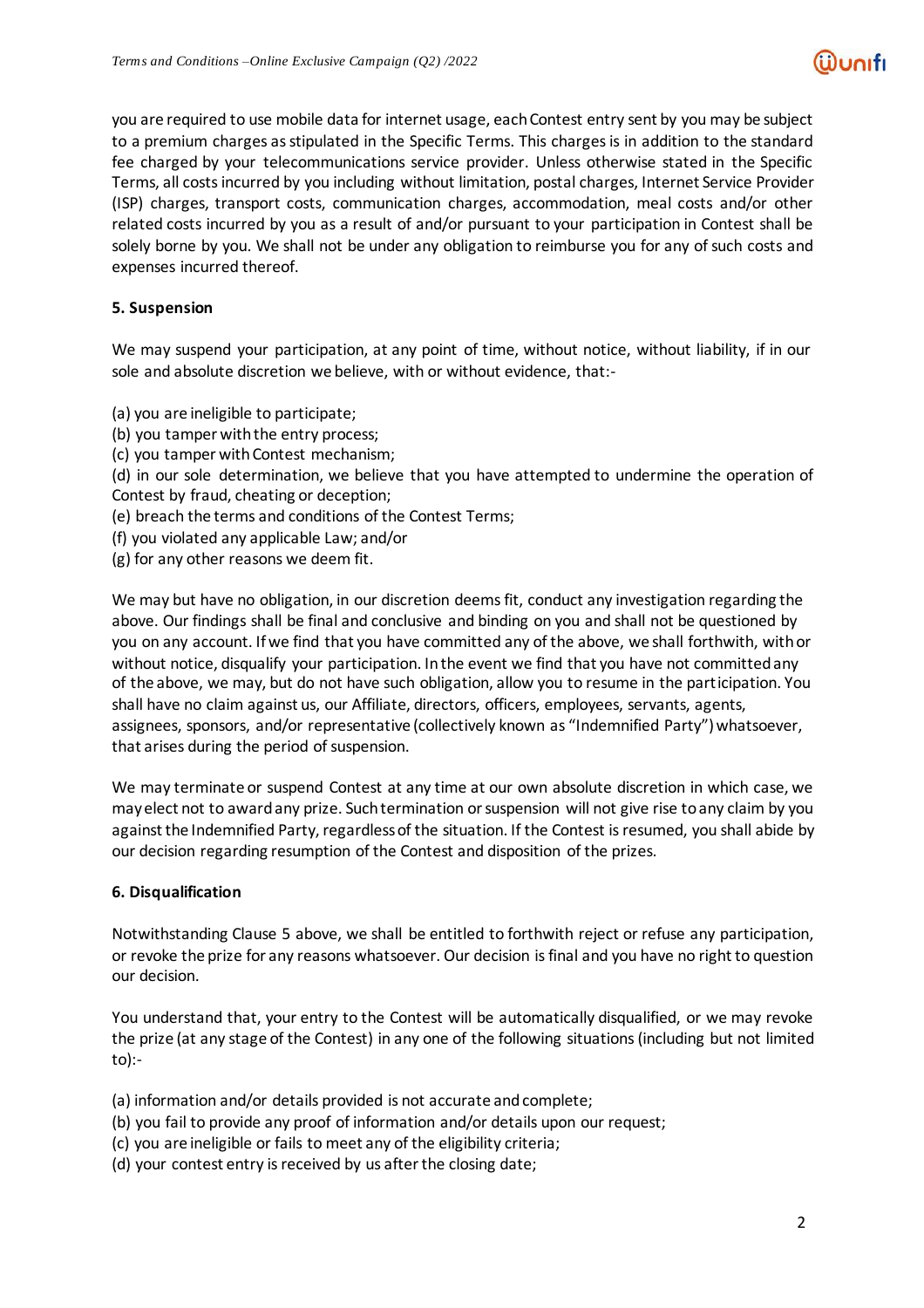you are required to use mobile data for internet usage, each Contest entry sent by you may be subject to a premium charges as stipulated in the Specific Terms. This charges is in addition to the standard fee charged by your telecommunications service provider. Unless otherwise stated in the Specific Terms, all costs incurred by you including without limitation, postal charges, Internet Service Provider (ISP) charges, transport costs, communication charges, accommodation, meal costs and/or other related costs incurred by you as a result of and/or pursuant to your participation in Contest shall be solely borne by you. We shall not be under any obligation to reimburse you for any of such costs and expenses incurred thereof.

**5. Suspension**

We may suspend your participation, at any point of time, without notice, without liability, if in our sole and absolute discretion we believe, with or without evidence, that:-

(a) you are ineligible to participate;
(b) you tamper with the entry process;
(c) you tamper with Contest mechanism;
(d) in our sole determination, we believe that you have attempted to undermine the operation of Contest by fraud, cheating or deception;
(e) breach the terms and conditions of the Contest Terms;
(f) you violated any applicable Law; and/or
(g) for any other reasons we deem fit.

We may but have no obligation, in our discretion deems fit, conduct any investigation regarding the above. Our findings shall be final and conclusive and binding on you and shall not be questioned by you on any account. If we find that you have committed any of the above, we shall forthwith, with or without notice, disqualify your participation. In the event we find that you have not committed any of the above, we may, but do not have such obligation, allow you to resume in the participation. You shall have no claim against us, our Affiliate, directors, officers, employees, servants, agents, assignees, sponsors, and/or representative (collectively known as "Indemnified Party") whatsoever, that arises during the period of suspension.

We may terminate or suspend Contest at any time at our own absolute discretion in which case, we may elect not to award any prize. Such termination or suspension will not give rise to any claim by you against the Indemnified Party, regardless of the situation. If the Contest is resumed, you shall abide by our decision regarding resumption of the Contest and disposition of the prizes.

**6. Disqualification**

Notwithstanding Clause 5 above, we shall be entitled to forthwith reject or refuse any participation, or revoke the prize for any reasons whatsoever. Our decision is final and you have no right to question our decision.

You understand that, your entry to the Contest will be automatically disqualified, or we may revoke the prize (at any stage of the Contest) in any one of the following situations (including but not limited to):-

(a) information and/or details provided is not accurate and complete;
(b) you fail to provide any proof of information and/or details upon our request;
(c) you are ineligible or fails to meet any of the eligibility criteria;
(d) your contest entry is received by us after the closing date;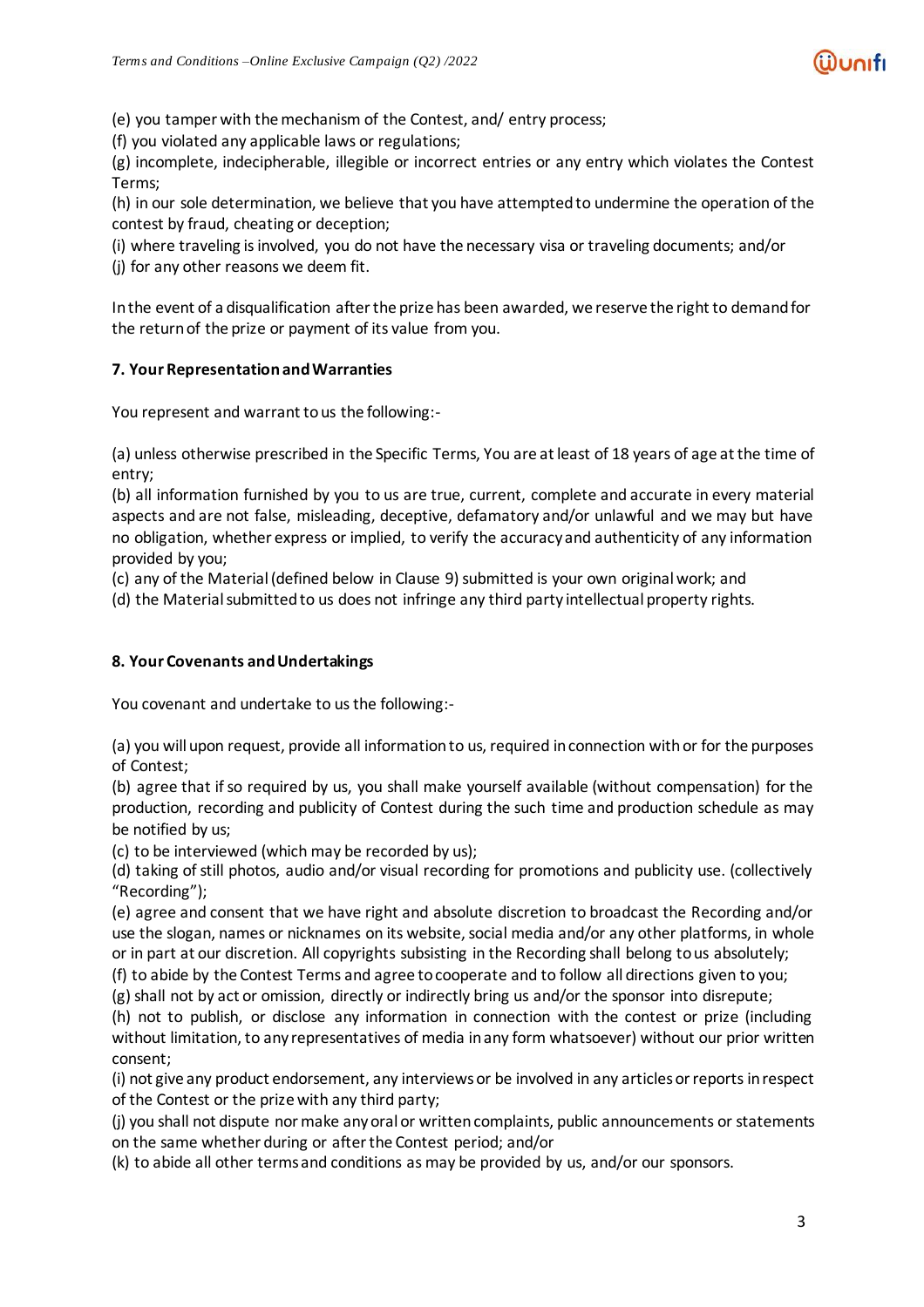(e) you tamper with the mechanism of the Contest, and/ entry process;

(f) you violated any applicable laws or regulations;

(g) incomplete, indecipherable, illegible or incorrect entries or any entry which violates the Contest Terms;

(h) in our sole determination, we believe that you have attempted to undermine the operation of the contest by fraud, cheating or deception;

(i) where traveling is involved, you do not have the necessary visa or traveling documents; and/or

(j) for any other reasons we deem fit.

In the event of a disqualification after the prize has been awarded, we reserve the right to demand for the return of the prize or payment of its value from you.

**7. Your Representation and Warranties**

You represent and warrant to us the following:-

(a) unless otherwise prescribed in the Specific Terms, You are at least of 18 years of age at the time of entry;

(b) all information furnished by you to us are true, current, complete and accurate in every material aspects and are not false, misleading, deceptive, defamatory and/or unlawful and we may but have no obligation, whether express or implied, to verify the accuracy and authenticity of any information provided by you;

(c) any of the Material (defined below in Clause 9) submitted is your own original work; and

(d) the Material submitted to us does not infringe any third party intellectual property rights.

**8. Your Covenants and Undertakings**

You covenant and undertake to us the following:-

(a) you will upon request, provide all information to us, required in connection with or for the purposes of Contest;

(b) agree that if so required by us, you shall make yourself available (without compensation) for the production, recording and publicity of Contest during the such time and production schedule as may be notified by us;

(c) to be interviewed (which may be recorded by us);

(d) taking of still photos, audio and/or visual recording for promotions and publicity use. (collectively "Recording");

(e) agree and consent that we have right and absolute discretion to broadcast the Recording and/or use the slogan, names or nicknames on its website, social media and/or any other platforms, in whole or in part at our discretion. All copyrights subsisting in the Recording shall belong to us absolutely;

(f) to abide by the Contest Terms and agree to cooperate and to follow all directions given to you;

(g) shall not by act or omission, directly or indirectly bring us and/or the sponsor into disrepute;

(h) not to publish, or disclose any information in connection with the contest or prize (including without limitation, to any representatives of media in any form whatsoever) without our prior written consent;

(i) not give any product endorsement, any interviews or be involved in any articles or reports in respect of the Contest or the prize with any third party;

(j) you shall not dispute nor make any oral or written complaints, public announcements or statements on the same whether during or after the Contest period; and/or

(k) to abide all other terms and conditions as may be provided by us, and/or our sponsors.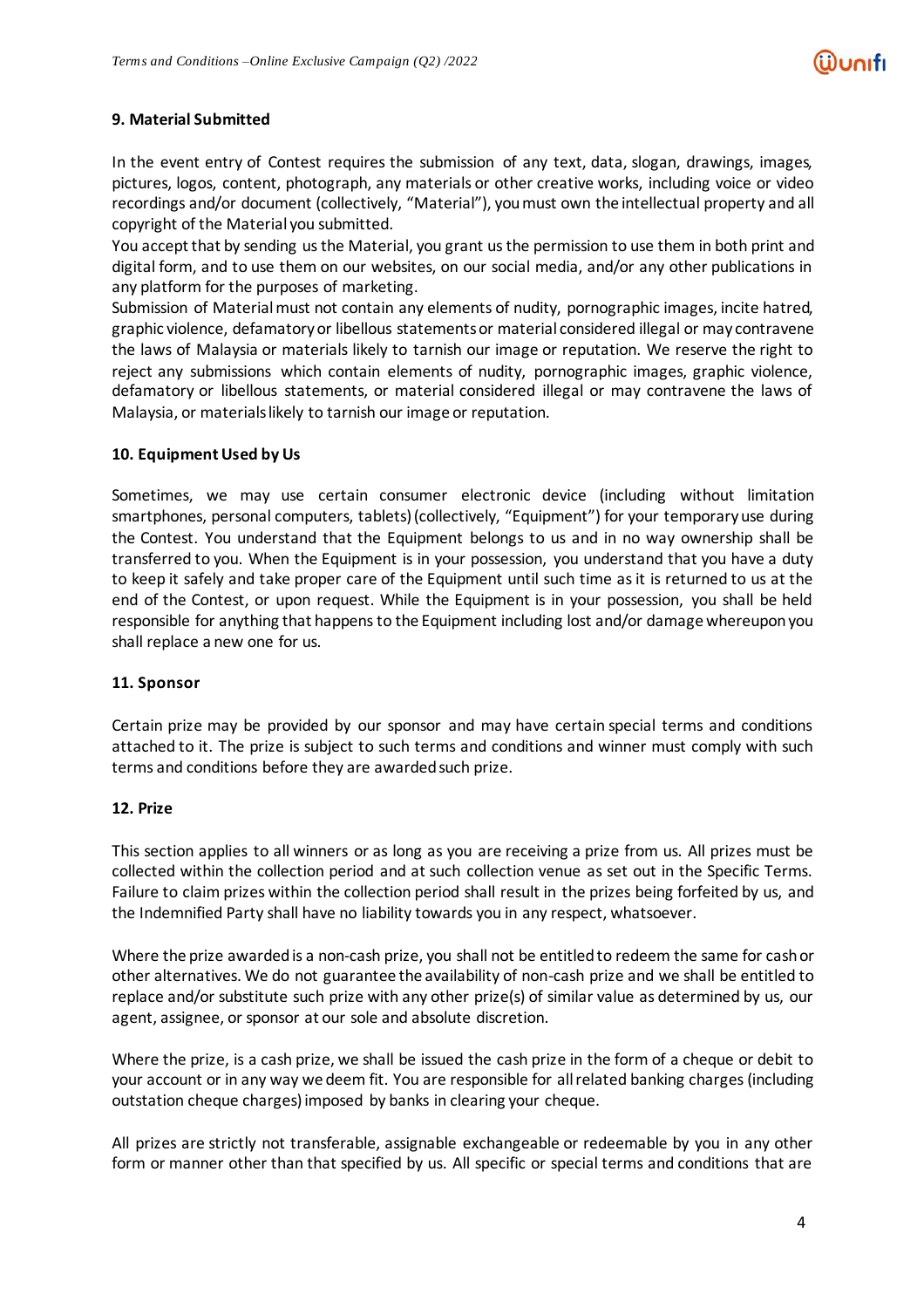### 9. Material Submitted

In the event entry of Contest requires the submission of any text, data, slogan, drawings, images, pictures, logos, content, photograph, any materials or other creative works, including voice or video recordings and/or document (collectively, "Material"), you must own the intellectual property and all copyright of the Material you submitted.
You accept that by sending us the Material, you grant us the permission to use them in both print and digital form, and to use them on our websites, on our social media, and/or any other publications in any platform for the purposes of marketing.
Submission of Material must not contain any elements of nudity, pornographic images, incite hatred, graphic violence, defamatory or libellous statements or material considered illegal or may contravene the laws of Malaysia or materials likely to tarnish our image or reputation. We reserve the right to reject any submissions which contain elements of nudity, pornographic images, graphic violence, defamatory or libellous statements, or material considered illegal or may contravene the laws of Malaysia, or materials likely to tarnish our image or reputation.

### 10. Equipment Used by Us

Sometimes, we may use certain consumer electronic device (including without limitation smartphones, personal computers, tablets) (collectively, "Equipment") for your temporary use during the Contest. You understand that the Equipment belongs to us and in no way ownership shall be transferred to you. When the Equipment is in your possession, you understand that you have a duty to keep it safely and take proper care of the Equipment until such time as it is returned to us at the end of the Contest, or upon request. While the Equipment is in your possession, you shall be held responsible for anything that happens to the Equipment including lost and/or damage whereupon you shall replace a new one for us.

### 11. Sponsor

Certain prize may be provided by our sponsor and may have certain special terms and conditions attached to it. The prize is subject to such terms and conditions and winner must comply with such terms and conditions before they are awarded such prize.

### 12. Prize

This section applies to all winners or as long as you are receiving a prize from us. All prizes must be collected within the collection period and at such collection venue as set out in the Specific Terms. Failure to claim prizes within the collection period shall result in the prizes being forfeited by us, and the Indemnified Party shall have no liability towards you in any respect, whatsoever.

Where the prize awarded is a non-cash prize, you shall not be entitled to redeem the same for cash or other alternatives. We do not guarantee the availability of non-cash prize and we shall be entitled to replace and/or substitute such prize with any other prize(s) of similar value as determined by us, our agent, assignee, or sponsor at our sole and absolute discretion.

Where the prize, is a cash prize, we shall be issued the cash prize in the form of a cheque or debit to your account or in any way we deem fit. You are responsible for all related banking charges (including outstation cheque charges) imposed by banks in clearing your cheque.

All prizes are strictly not transferable, assignable exchangeable or redeemable by you in any other form or manner other than that specified by us. All specific or special terms and conditions that are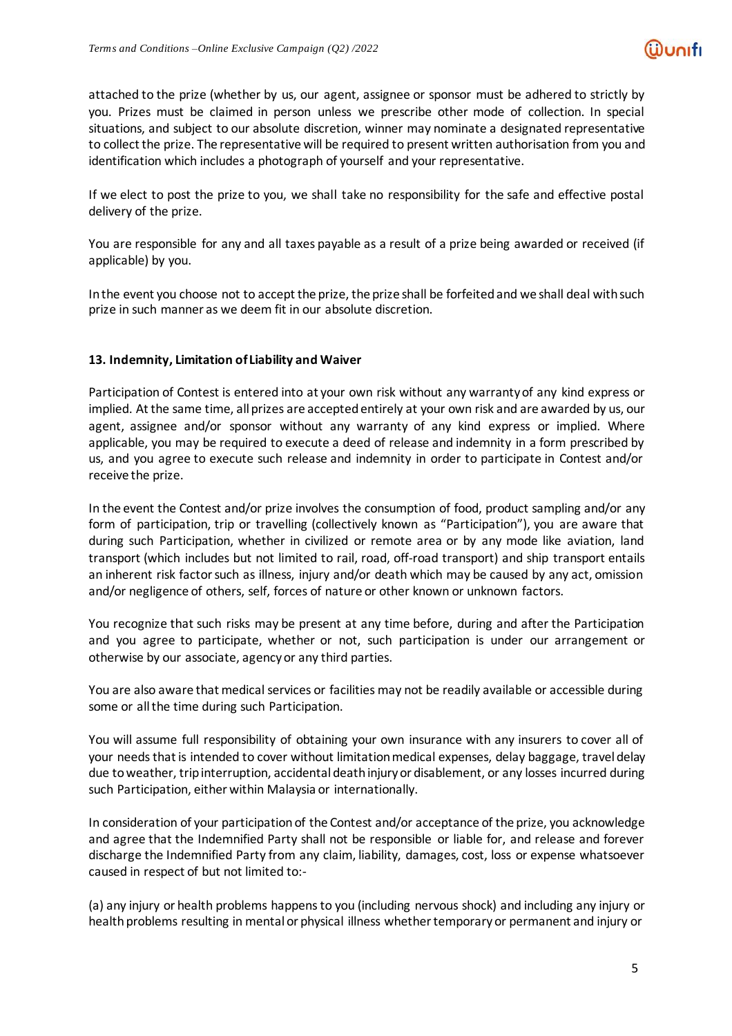attached to the prize (whether by us, our agent, assignee or sponsor must be adhered to strictly by you. Prizes must be claimed in person unless we prescribe other mode of collection. In special situations, and subject to our absolute discretion, winner may nominate a designated representative to collect the prize. The representative will be required to present written authorisation from you and identification which includes a photograph of yourself and your representative.

If we elect to post the prize to you, we shall take no responsibility for the safe and effective postal delivery of the prize.

You are responsible for any and all taxes payable as a result of a prize being awarded or received (if applicable) by you.

In the event you choose not to accept the prize, the prize shall be forfeited and we shall deal with such prize in such manner as we deem fit in our absolute discretion.

**13. Indemnity, Limitation of Liability and Waiver**

Participation of Contest is entered into at your own risk without any warranty of any kind express or implied. At the same time, all prizes are accepted entirely at your own risk and are awarded by us, our agent, assignee and/or sponsor without any warranty of any kind express or implied. Where applicable, you may be required to execute a deed of release and indemnity in a form prescribed by us, and you agree to execute such release and indemnity in order to participate in Contest and/or receive the prize.

In the event the Contest and/or prize involves the consumption of food, product sampling and/or any form of participation, trip or travelling (collectively known as "Participation"), you are aware that during such Participation, whether in civilized or remote area or by any mode like aviation, land transport (which includes but not limited to rail, road, off-road transport) and ship transport entails an inherent risk factor such as illness, injury and/or death which may be caused by any act, omission and/or negligence of others, self, forces of nature or other known or unknown factors.

You recognize that such risks may be present at any time before, during and after the Participation and you agree to participate, whether or not, such participation is under our arrangement or otherwise by our associate, agency or any third parties.

You are also aware that medical services or facilities may not be readily available or accessible during some or all the time during such Participation.

You will assume full responsibility of obtaining your own insurance with any insurers to cover all of your needs that is intended to cover without limitation medical expenses, delay baggage, travel delay due to weather, trip interruption, accidental death injury or disablement, or any losses incurred during such Participation, either within Malaysia or internationally.

In consideration of your participation of the Contest and/or acceptance of the prize, you acknowledge and agree that the Indemnified Party shall not be responsible or liable for, and release and forever discharge the Indemnified Party from any claim, liability, damages, cost, loss or expense whatsoever caused in respect of but not limited to:-

(a) any injury or health problems happens to you (including nervous shock) and including any injury or health problems resulting in mental or physical illness whether temporary or permanent and injury or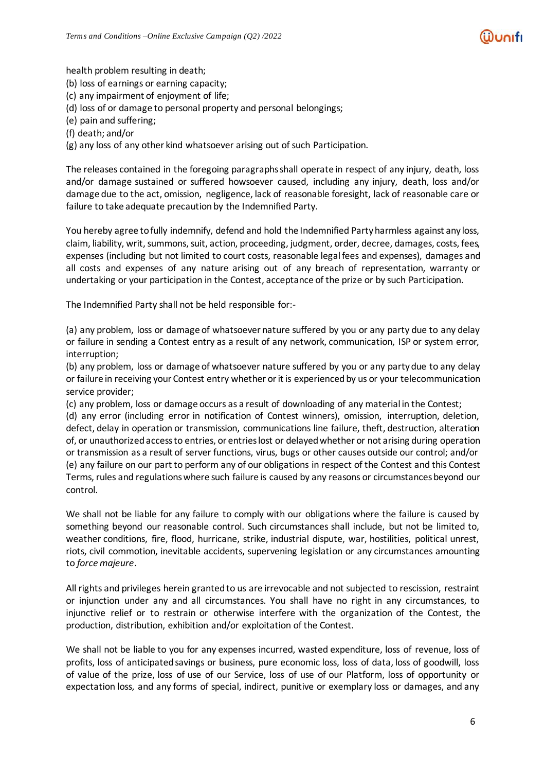health problem resulting in death;
(b) loss of earnings or earning capacity;
(c) any impairment of enjoyment of life;
(d) loss of or damage to personal property and personal belongings;
(e) pain and suffering;
(f) death; and/or
(g) any loss of any other kind whatsoever arising out of such Participation.

The releases contained in the foregoing paragraphs shall operate in respect of any injury, death, loss and/or damage sustained or suffered howsoever caused, including any injury, death, loss and/or damage due to the act, omission, negligence, lack of reasonable foresight, lack of reasonable care or failure to take adequate precaution by the Indemnified Party.

You hereby agree to fully indemnify, defend and hold the Indemnified Party harmless against any loss, claim, liability, writ, summons, suit, action, proceeding, judgment, order, decree, damages, costs, fees, expenses (including but not limited to court costs, reasonable legal fees and expenses), damages and all costs and expenses of any nature arising out of any breach of representation, warranty or undertaking or your participation in the Contest, acceptance of the prize or by such Participation.

The Indemnified Party shall not be held responsible for:-

(a) any problem, loss or damage of whatsoever nature suffered by you or any party due to any delay or failure in sending a Contest entry as a result of any network, communication, ISP or system error, interruption;
(b) any problem, loss or damage of whatsoever nature suffered by you or any party due to any delay or failure in receiving your Contest entry whether or it is experienced by us or your telecommunication service provider;
(c) any problem, loss or damage occurs as a result of downloading of any material in the Contest;
(d) any error (including error in notification of Contest winners), omission, interruption, deletion, defect, delay in operation or transmission, communications line failure, theft, destruction, alteration of, or unauthorized access to entries, or entries lost or delayed whether or not arising during operation or transmission as a result of server functions, virus, bugs or other causes outside our control; and/or
(e) any failure on our part to perform any of our obligations in respect of the Contest and this Contest Terms, rules and regulations where such failure is caused by any reasons or circumstances beyond our control.

We shall not be liable for any failure to comply with our obligations where the failure is caused by something beyond our reasonable control. Such circumstances shall include, but not be limited to, weather conditions, fire, flood, hurricane, strike, industrial dispute, war, hostilities, political unrest, riots, civil commotion, inevitable accidents, supervening legislation or any circumstances amounting to *force majeure*.

All rights and privileges herein granted to us are irrevocable and not subjected to rescission, restraint or injunction under any and all circumstances. You shall have no right in any circumstances, to injunctive relief or to restrain or otherwise interfere with the organization of the Contest, the production, distribution, exhibition and/or exploitation of the Contest.

We shall not be liable to you for any expenses incurred, wasted expenditure, loss of revenue, loss of profits, loss of anticipated savings or business, pure economic loss, loss of data, loss of goodwill, loss of value of the prize, loss of use of our Service, loss of use of our Platform, loss of opportunity or expectation loss, and any forms of special, indirect, punitive or exemplary loss or damages, and any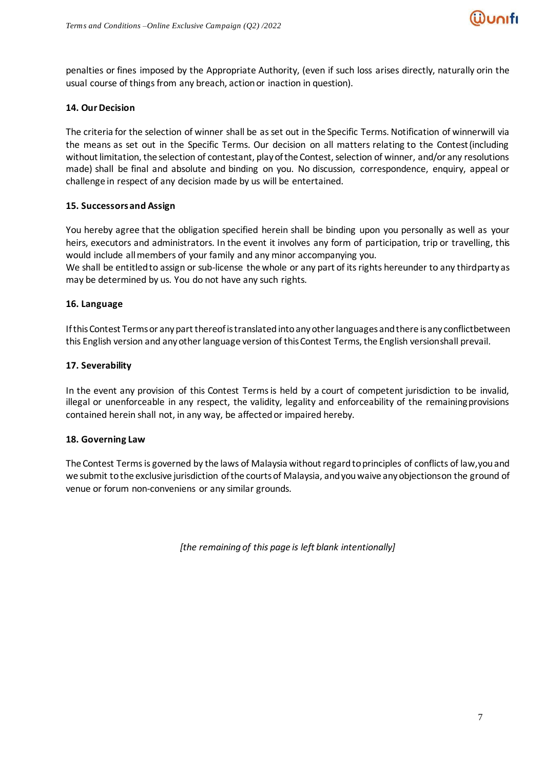penalties or fines imposed by the Appropriate Authority, (even if such loss arises directly, naturally orin the usual course of things from any breach, action or inaction in question).

**14. Our Decision**

The criteria for the selection of winner shall be as set out in the Specific Terms. Notification of winnerwill via the means as set out in the Specific Terms. Our decision on all matters relating to the Contest (including without limitation, the selection of contestant, play of the Contest, selection of winner, and/or any resolutions made) shall be final and absolute and binding on you. No discussion, correspondence, enquiry, appeal or challenge in respect of any decision made by us will be entertained.

**15. Successors and Assign**

You hereby agree that the obligation specified herein shall be binding upon you personally as well as your heirs, executors and administrators. In the event it involves any form of participation, trip or travelling, this would include all members of your family and any minor accompanying you.
We shall be entitled to assign or sub-license the whole or any part of its rights hereunder to any thirdparty as may be determined by us. You do not have any such rights.

**16. Language**

If this Contest Terms or any part thereof is translated into any other languages and there is any conflictbetween this English version and any other language version of this Contest Terms, the English versionshall prevail.

**17. Severability**

In the event any provision of this Contest Terms is held by a court of competent jurisdiction to be invalid, illegal or unenforceable in any respect, the validity, legality and enforceability of the remaining provisions contained herein shall not, in any way, be affected or impaired hereby.

**18. Governing Law**

The Contest Terms is governed by the laws of Malaysia without regard to principles of conflicts of law,you and we submit to the exclusive jurisdiction of the courts of Malaysia, and you waive any objectionson the ground of venue or forum non-conveniens or any similar grounds.

*[the remaining of this page is left blank intentionally]*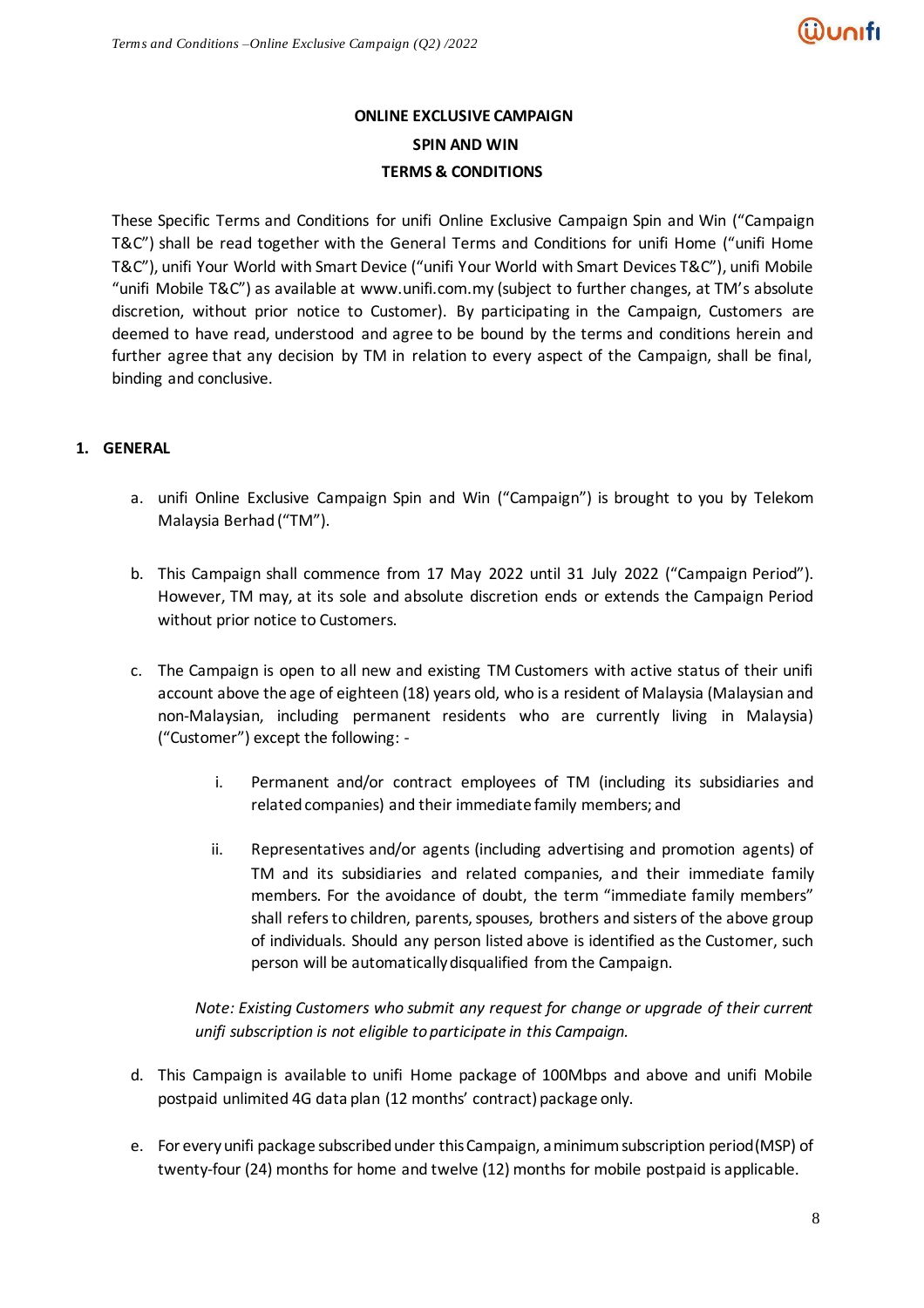**ONLINE EXCLUSIVE CAMPAIGN**

**SPIN AND WIN**

**TERMS & CONDITIONS**

These Specific Terms and Conditions for unifi Online Exclusive Campaign Spin and Win ("Campaign T&C") shall be read together with the General Terms and Conditions for unifi Home ("unifi Home T&C"), unifi Your World with Smart Device ("unifi Your World with Smart Devices T&C"), unifi Mobile "unifi Mobile T&C") as available at www.unifi.com.my (subject to further changes, at TM's absolute discretion, without prior notice to Customer). By participating in the Campaign, Customers are deemed to have read, understood and agree to be bound by the terms and conditions herein and further agree that any decision by TM in relation to every aspect of the Campaign, shall be final, binding and conclusive.

## 1. GENERAL

a. unifi Online Exclusive Campaign Spin and Win ("Campaign") is brought to you by Telekom Malaysia Berhad ("TM").

b. This Campaign shall commence from 17 May 2022 until 31 July 2022 ("Campaign Period"). However, TM may, at its sole and absolute discretion ends or extends the Campaign Period without prior notice to Customers.

c. The Campaign is open to all new and existing TM Customers with active status of their unifi account above the age of eighteen (18) years old, who is a resident of Malaysia (Malaysian and non-Malaysian, including permanent residents who are currently living in Malaysia) ("Customer") except the following: -

   i. Permanent and/or contract employees of TM (including its subsidiaries and related companies) and their immediate family members; and

   ii. Representatives and/or agents (including advertising and promotion agents) of TM and its subsidiaries and related companies, and their immediate family members. For the avoidance of doubt, the term "immediate family members" shall refers to children, parents, spouses, brothers and sisters of the above group of individuals. Should any person listed above is identified as the Customer, such person will be automatically disqualified from the Campaign.

   *Note: Existing Customers who submit any request for change or upgrade of their current unifi subscription is not eligible to participate in this Campaign.*

d. This Campaign is available to unifi Home package of 100Mbps and above and unifi Mobile postpaid unlimited 4G data plan (12 months' contract) package only.

e. For every unifi package subscribed under this Campaign, a minimum subscription period (MSP) of twenty-four (24) months for home and twelve (12) months for mobile postpaid is applicable.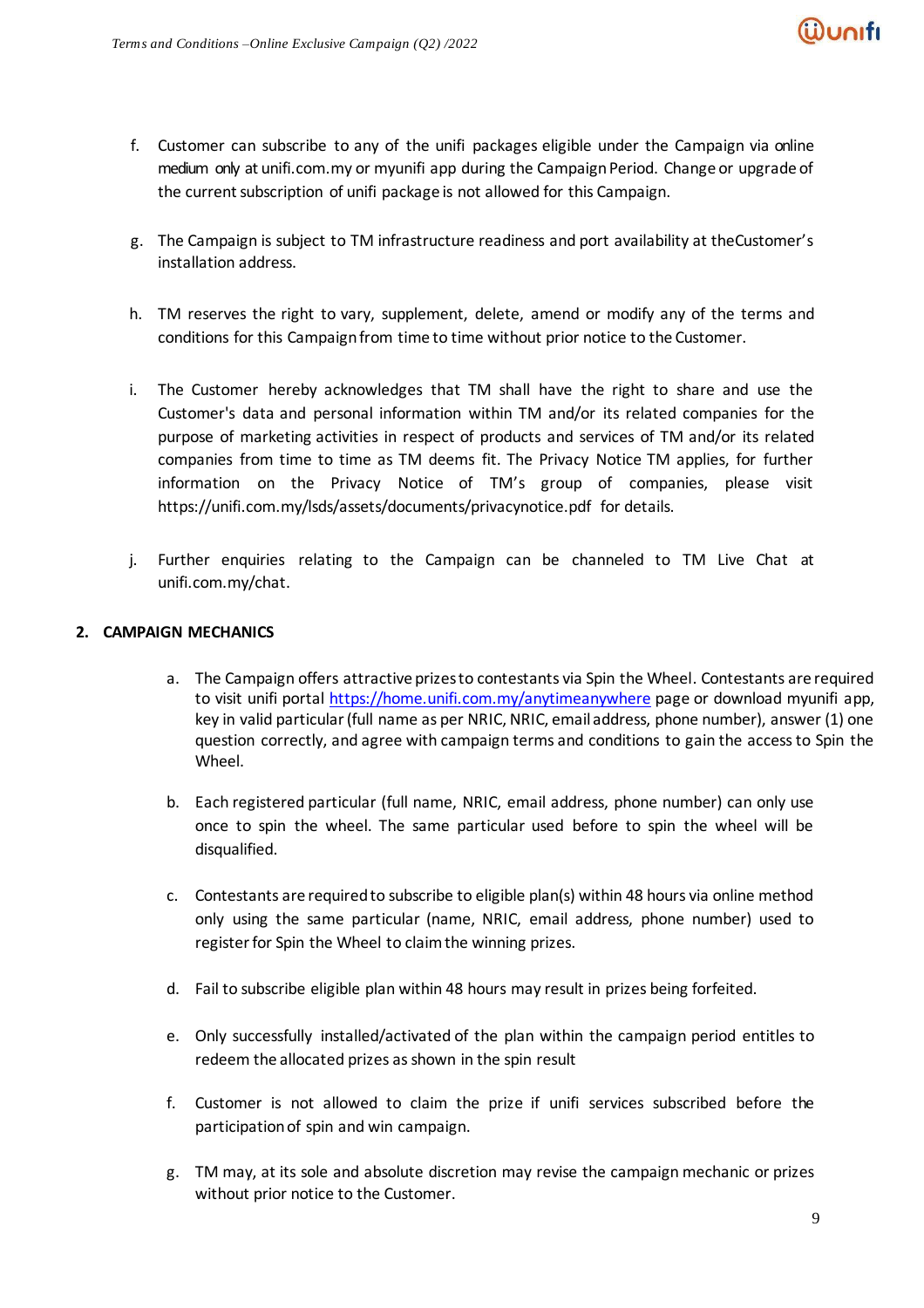f. Customer can subscribe to any of the unifi packages eligible under the Campaign via online medium only at unifi.com.my or myunifi app during the Campaign Period. Change or upgrade of the current subscription of unifi package is not allowed for this Campaign.

g. The Campaign is subject to TM infrastructure readiness and port availability at theCustomer's installation address.

h. TM reserves the right to vary, supplement, delete, amend or modify any of the terms and conditions for this Campaign from time to time without prior notice to the Customer.

i. The Customer hereby acknowledges that TM shall have the right to share and use the Customer's data and personal information within TM and/or its related companies for the purpose of marketing activities in respect of products and services of TM and/or its related companies from time to time as TM deems fit. The Privacy Notice TM applies, for further information on the Privacy Notice of TM's group of companies, please visit https://unifi.com.my/lsds/assets/documents/privacynotice.pdf for details.

j. Further enquiries relating to the Campaign can be channeled to TM Live Chat at unifi.com.my/chat.

## 2. CAMPAIGN MECHANICS

a. The Campaign offers attractive prizes to contestants via Spin the Wheel. Contestants are required to visit unifi portal [https://home.unifi.com.my/anytimeanywhere](https://home.unifi.com.my/anytimeanywhere) page or download myunifi app, key in valid particular (full name as per NRIC, NRIC, email address, phone number), answer (1) one question correctly, and agree with campaign terms and conditions to gain the access to Spin the Wheel.

b. Each registered particular (full name, NRIC, email address, phone number) can only use once to spin the wheel. The same particular used before to spin the wheel will be disqualified.

c. Contestants are required to subscribe to eligible plan(s) within 48 hours via online method only using the same particular (name, NRIC, email address, phone number) used to register for Spin the Wheel to claim the winning prizes.

d. Fail to subscribe eligible plan within 48 hours may result in prizes being forfeited.

e. Only successfully installed/activated of the plan within the campaign period entitles to redeem the allocated prizes as shown in the spin result

f. Customer is not allowed to claim the prize if unifi services subscribed before the participation of spin and win campaign.

g. TM may, at its sole and absolute discretion may revise the campaign mechanic or prizes without prior notice to the Customer.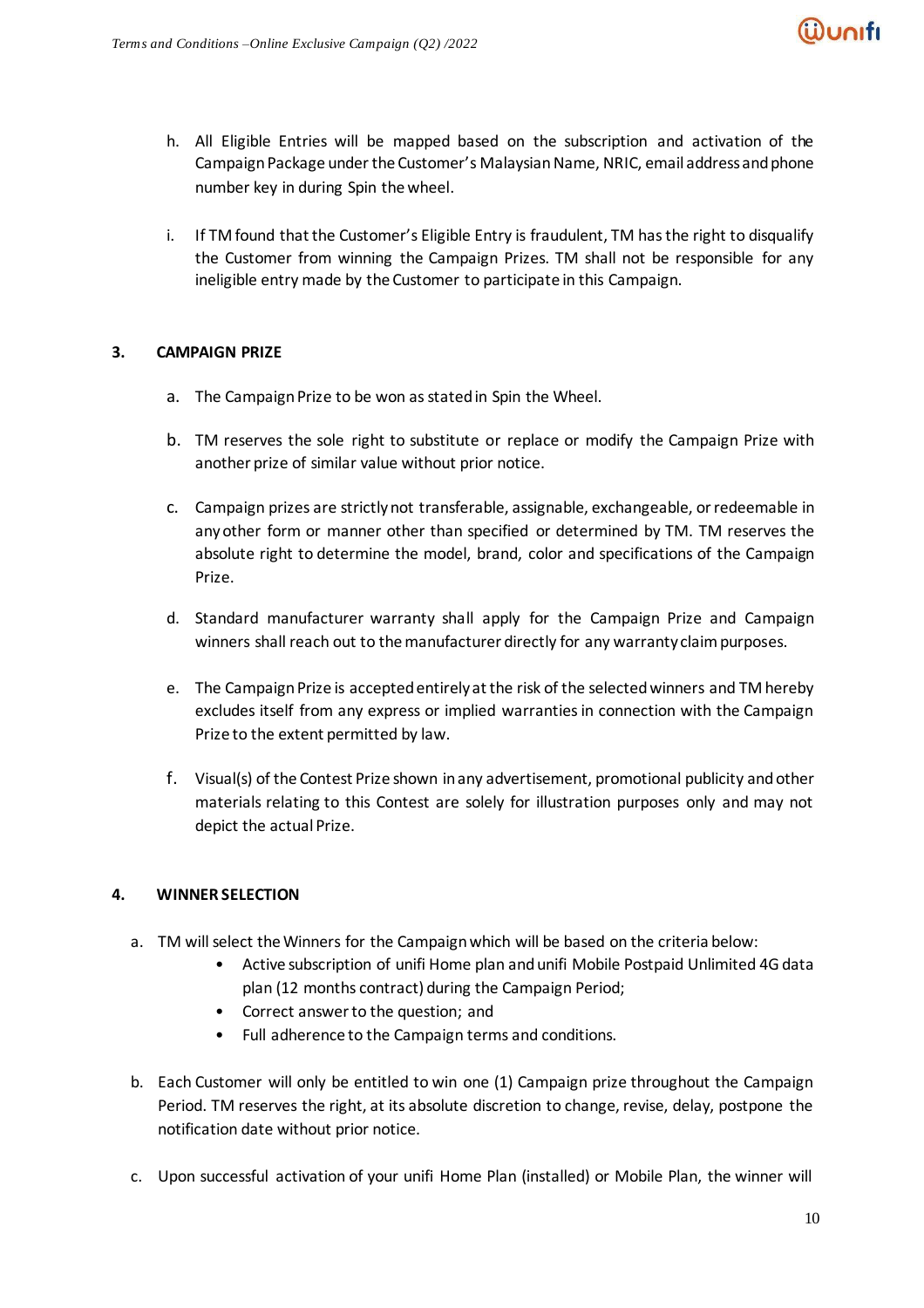h. All Eligible Entries will be mapped based on the subscription and activation of the Campaign Package under the Customer's Malaysian Name, NRIC, email address and phone number key in during Spin the wheel.

i. If TM found that the Customer's Eligible Entry is fraudulent, TM has the right to disqualify the Customer from winning the Campaign Prizes. TM shall not be responsible for any ineligible entry made by the Customer to participate in this Campaign.

## 3. CAMPAIGN PRIZE

a. The Campaign Prize to be won as stated in Spin the Wheel.

b. TM reserves the sole right to substitute or replace or modify the Campaign Prize with another prize of similar value without prior notice.

c. Campaign prizes are strictly not transferable, assignable, exchangeable, or redeemable in any other form or manner other than specified or determined by TM. TM reserves the absolute right to determine the model, brand, color and specifications of the Campaign Prize.

d. Standard manufacturer warranty shall apply for the Campaign Prize and Campaign winners shall reach out to the manufacturer directly for any warranty claim purposes.

e. The Campaign Prize is accepted entirely at the risk of the selected winners and TM hereby excludes itself from any express or implied warranties in connection with the Campaign Prize to the extent permitted by law.

f. Visual(s) of the Contest Prize shown in any advertisement, promotional publicity and other materials relating to this Contest are solely for illustration purposes only and may not depict the actual Prize.

## 4. WINNER SELECTION

a. TM will select the Winners for the Campaign which will be based on the criteria below:
   - Active subscription of unifi Home plan and unifi Mobile Postpaid Unlimited 4G data plan (12 months contract) during the Campaign Period;
   - Correct answer to the question; and
   - Full adherence to the Campaign terms and conditions.

b. Each Customer will only be entitled to win one (1) Campaign prize throughout the Campaign Period. TM reserves the right, at its absolute discretion to change, revise, delay, postpone the notification date without prior notice.

c. Upon successful activation of your unifi Home Plan (installed) or Mobile Plan, the winner will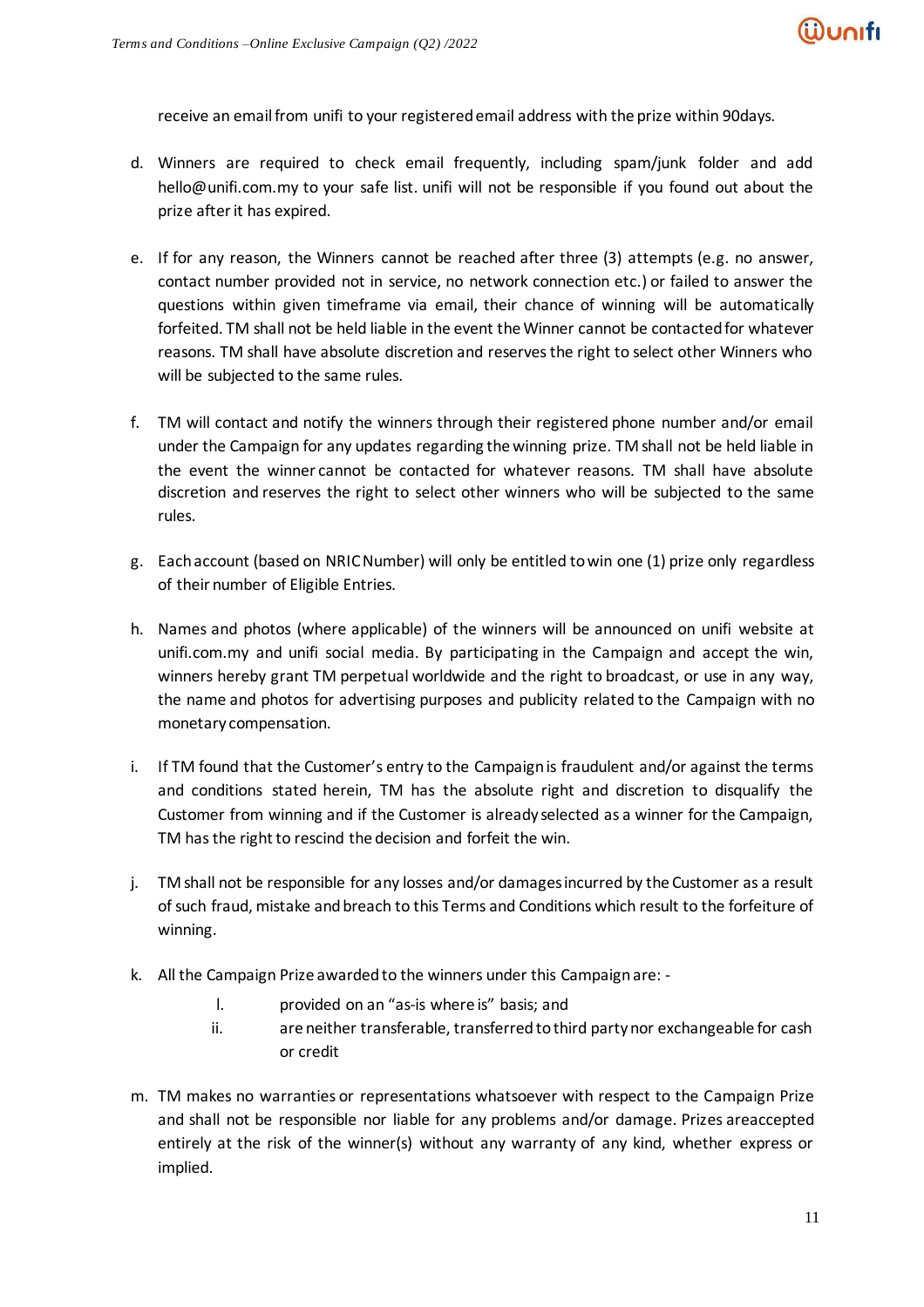receive an email from unifi to your registered email address with the prize within 90days.

d. Winners are required to check email frequently, including spam/junk folder and add hello@unifi.com.my to your safe list. unifi will not be responsible if you found out about the prize after it has expired.

e. If for any reason, the Winners cannot be reached after three (3) attempts (e.g. no answer, contact number provided not in service, no network connection etc.) or failed to answer the questions within given timeframe via email, their chance of winning will be automatically forfeited. TM shall not be held liable in the event the Winner cannot be contacted for whatever reasons. TM shall have absolute discretion and reserves the right to select other Winners who will be subjected to the same rules.

f. TM will contact and notify the winners through their registered phone number and/or email under the Campaign for any updates regarding the winning prize. TM shall not be held liable in the event the winner cannot be contacted for whatever reasons. TM shall have absolute discretion and reserves the right to select other winners who will be subjected to the same rules.

g. Each account (based on NRIC Number) will only be entitled to win one (1) prize only regardless of their number of Eligible Entries.

h. Names and photos (where applicable) of the winners will be announced on unifi website at unifi.com.my and unifi social media. By participating in the Campaign and accept the win, winners hereby grant TM perpetual worldwide and the right to broadcast, or use in any way, the name and photos for advertising purposes and publicity related to the Campaign with no monetary compensation.

i. If TM found that the Customer's entry to the Campaign is fraudulent and/or against the terms and conditions stated herein, TM has the absolute right and discretion to disqualify the Customer from winning and if the Customer is already selected as a winner for the Campaign, TM has the right to rescind the decision and forfeit the win.

j. TM shall not be responsible for any losses and/or damages incurred by the Customer as a result of such fraud, mistake and breach to this Terms and Conditions which result to the forfeiture of winning.

k. All the Campaign Prize awarded to the winners under this Campaign are: -

   I. provided on an "as-is where is" basis; and
   ii. are neither transferable, transferred to third party nor exchangeable for cash or credit

m. TM makes no warranties or representations whatsoever with respect to the Campaign Prize and shall not be responsible nor liable for any problems and/or damage. Prizes areaccepted entirely at the risk of the winner(s) without any warranty of any kind, whether express or implied.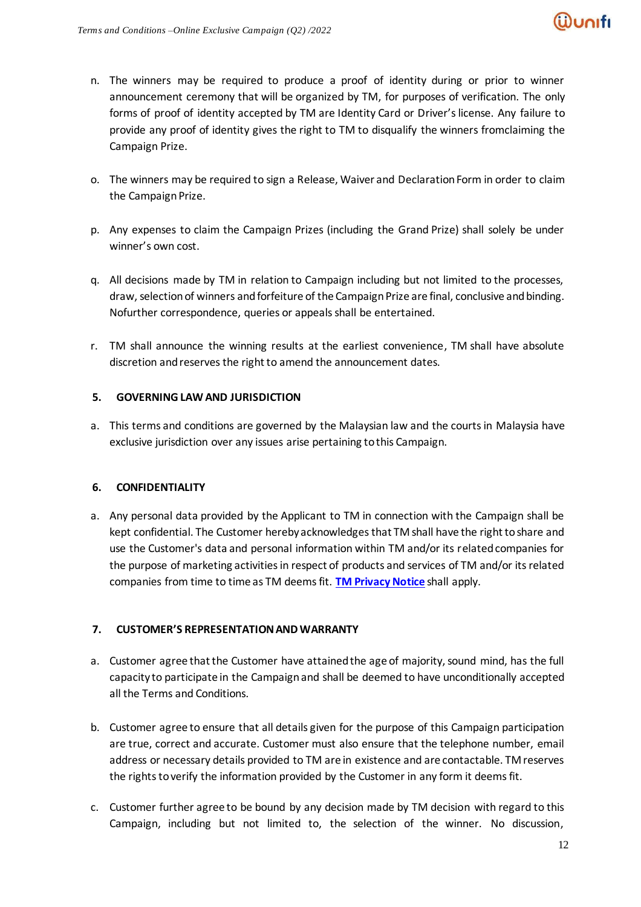n. The winners may be required to produce a proof of identity during or prior to winner announcement ceremony that will be organized by TM, for purposes of verification. The only forms of proof of identity accepted by TM are Identity Card or Driver's license. Any failure to provide any proof of identity gives the right to TM to disqualify the winners fromclaiming the Campaign Prize.

o. The winners may be required to sign a Release, Waiver and Declaration Form in order to claim the Campaign Prize.

p. Any expenses to claim the Campaign Prizes (including the Grand Prize) shall solely be under winner's own cost.

q. All decisions made by TM in relation to Campaign including but not limited to the processes, draw, selection of winners and forfeiture of the Campaign Prize are final, conclusive and binding. Nofurther correspondence, queries or appeals shall be entertained.

r. TM shall announce the winning results at the earliest convenience, TM shall have absolute discretion and reserves the right to amend the announcement dates.

**5. GOVERNING LAW AND JURISDICTION**

a. This terms and conditions are governed by the Malaysian law and the courts in Malaysia have exclusive jurisdiction over any issues arise pertaining to this Campaign.

**6. CONFIDENTIALITY**

a. Any personal data provided by the Applicant to TM in connection with the Campaign shall be kept confidential. The Customer hereby acknowledges that TM shall have the right to share and use the Customer's data and personal information within TM and/or its related companies for the purpose of marketing activities in respect of products and services of TM and/or its related companies from time to time as TM deems fit. **TM Privacy Notice** shall apply.

**7. CUSTOMER'S REPRESENTATION AND WARRANTY**

a. Customer agree that the Customer have attained the age of majority, sound mind, has the full capacity to participate in the Campaign and shall be deemed to have unconditionally accepted all the Terms and Conditions.

b. Customer agree to ensure that all details given for the purpose of this Campaign participation are true, correct and accurate. Customer must also ensure that the telephone number, email address or necessary details provided to TM are in existence and are contactable. TM reserves the rights to verify the information provided by the Customer in any form it deems fit.

c. Customer further agree to be bound by any decision made by TM decision with regard to this Campaign, including but not limited to, the selection of the winner. No discussion,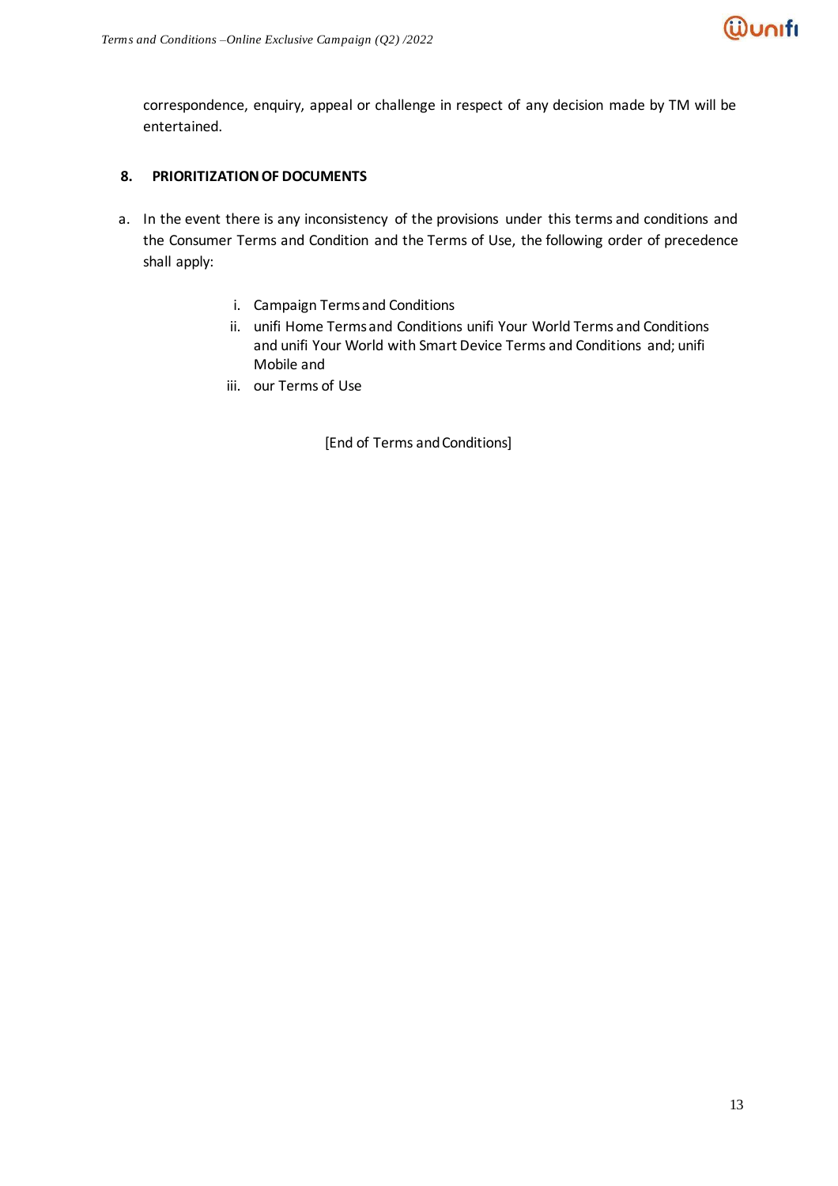correspondence, enquiry, appeal or challenge in respect of any decision made by TM will be entertained.

## 8. PRIORITIZATION OF DOCUMENTS

a. In the event there is any inconsistency of the provisions under this terms and conditions and the Consumer Terms and Condition and the Terms of Use, the following order of precedence shall apply:

   i. Campaign Terms and Conditions
   ii. unifi Home Terms and Conditions unifi Your World Terms and Conditions and unifi Your World with Smart Device Terms and Conditions and; unifi Mobile and
   iii. our Terms of Use

[End of Terms and Conditions]